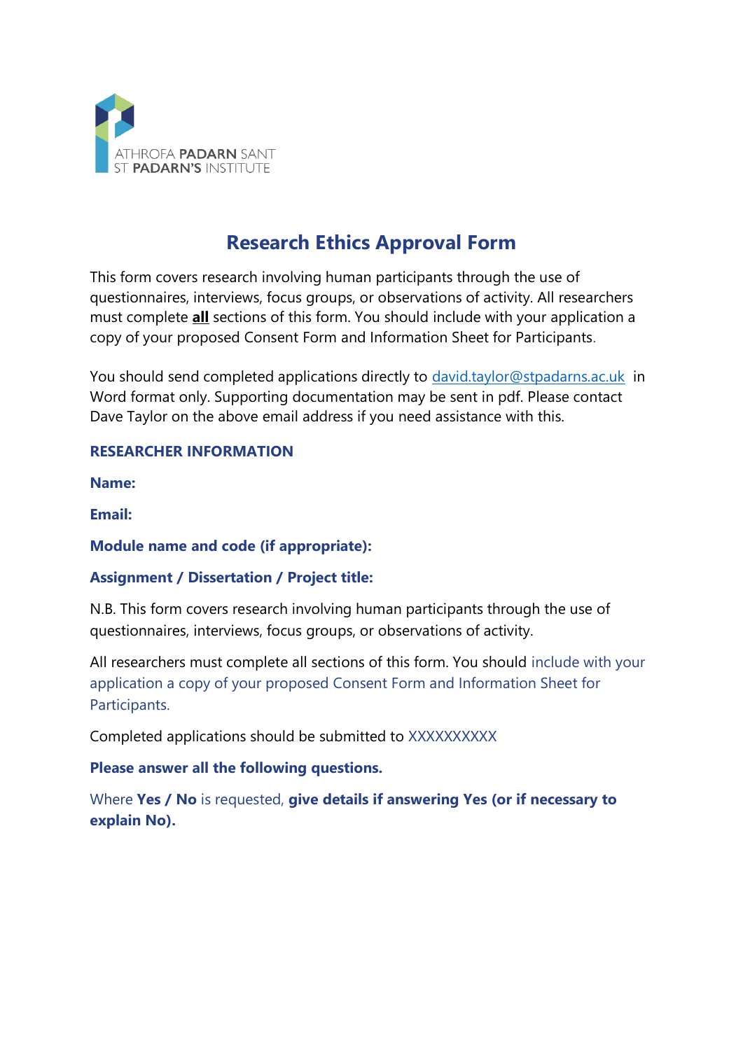ATHROFA **PADARN** SANT
ST **PADARN'S** INSTITUTE

# Research Ethics Approval Form

This form covers research involving human participants through the use of questionnaires, interviews, focus groups, or observations of activity. All researchers must complete **all** sections of this form. You should include with your application a copy of your proposed Consent Form and Information Sheet for Participants.

You should send completed applications directly to david.taylor@stpadarns.ac.uk in Word format only. Supporting documentation may be sent in pdf. Please contact Dave Taylor on the above email address if you need assistance with this.

## RESEARCHER INFORMATION

**Name:**

**Email:**

**Module name and code (if appropriate):**

**Assignment / Dissertation / Project title:**

N.B. This form covers research involving human participants through the use of questionnaires, interviews, focus groups, or observations of activity.

All researchers must complete all sections of this form. You should include with your application a copy of your proposed Consent Form and Information Sheet for Participants.

Completed applications should be submitted to XXXXXXXXXX

**Please answer all the following questions.**

Where **Yes / No** is requested, **give details if answering Yes (or if necessary to explain No).**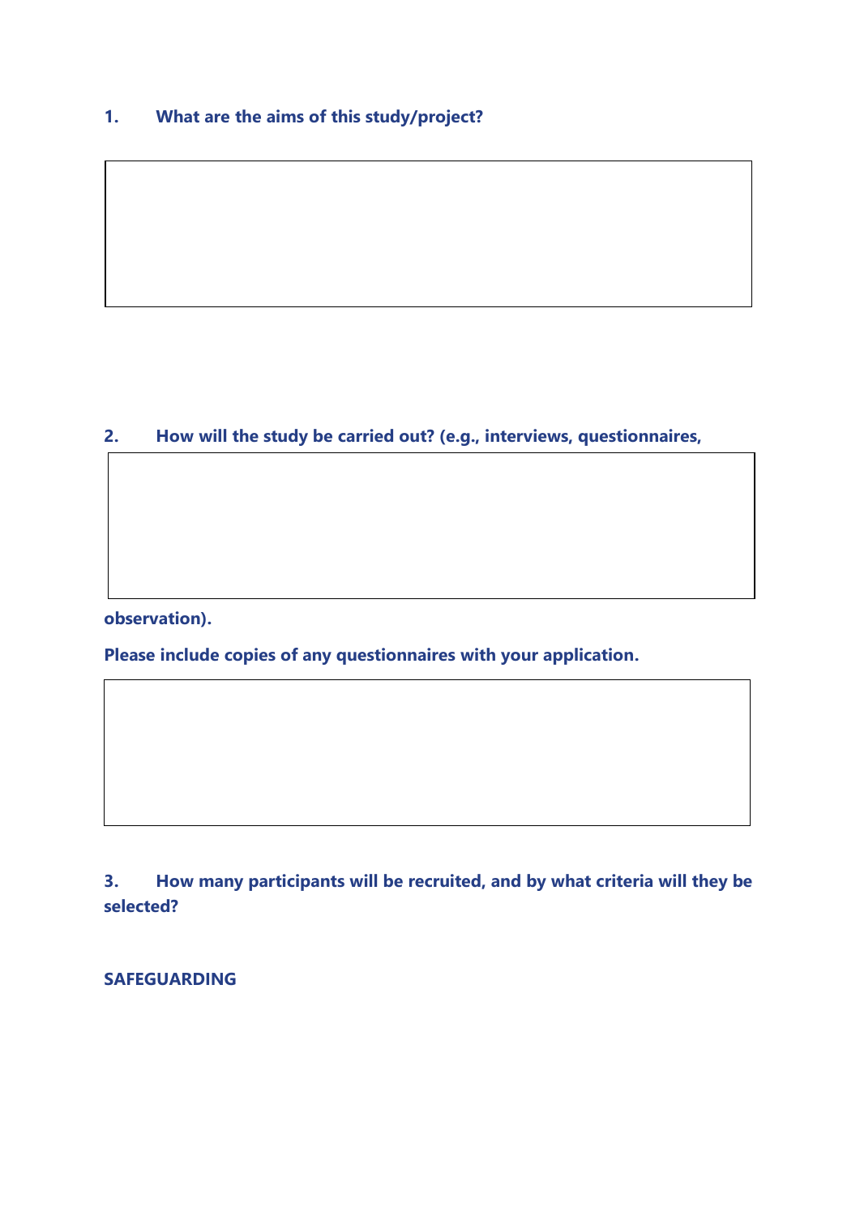**1. What are the aims of this study/project?**

**2. How will the study be carried out? (e.g., interviews, questionnaires, observation).**

**Please include copies of any questionnaires with your application.**

**3. How many participants will be recruited, and by what criteria will they be selected?**

**SAFEGUARDING**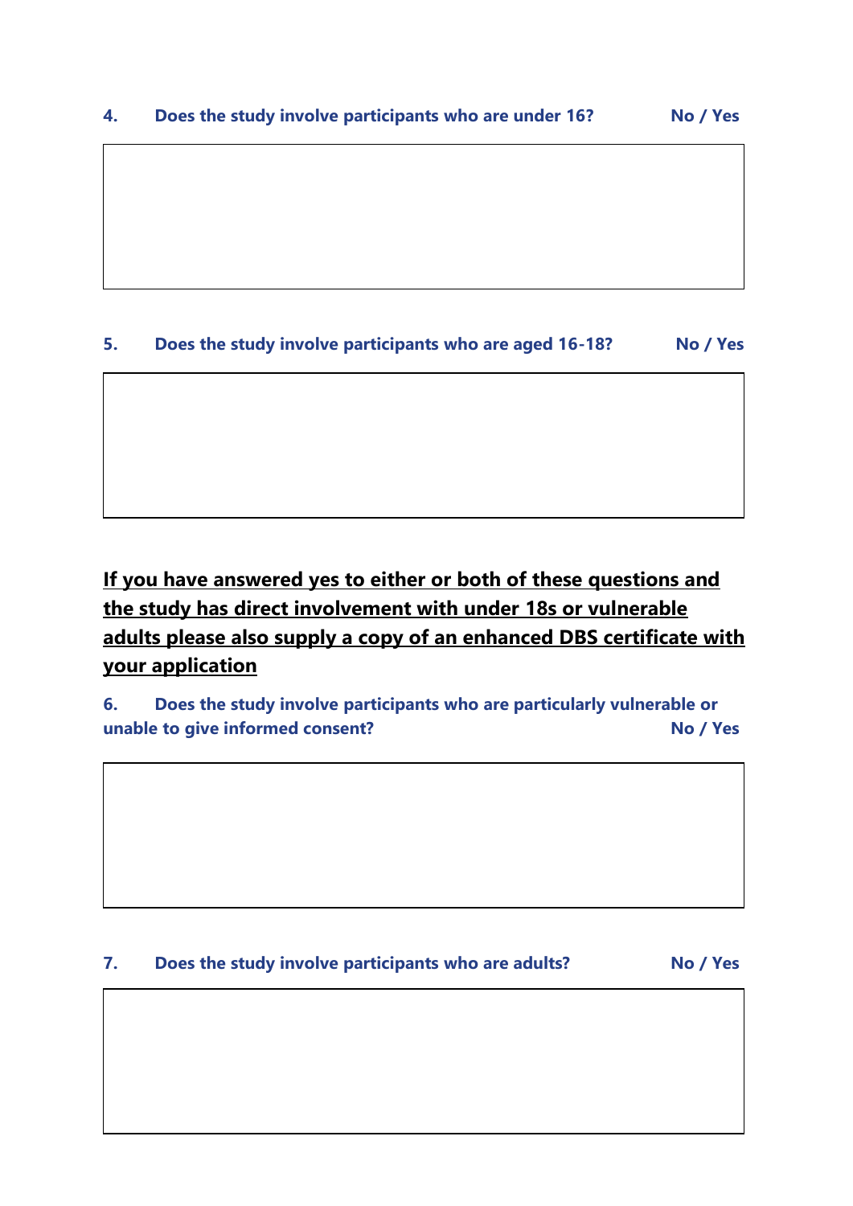**4. Does the study involve participants who are under 16? No / Yes**

| |
|---|
| |

**5. Does the study involve participants who are aged 16-18? No / Yes**

| |
|---|
| |

**If you have answered yes to either or both of these questions and the study has direct involvement with under 18s or vulnerable adults please also supply a copy of an enhanced DBS certificate with your application**

**6. Does the study involve participants who are particularly vulnerable or unable to give informed consent? No / Yes**

| |
|---|
| |

**7. Does the study involve participants who are adults? No / Yes**

| |
|---|
| |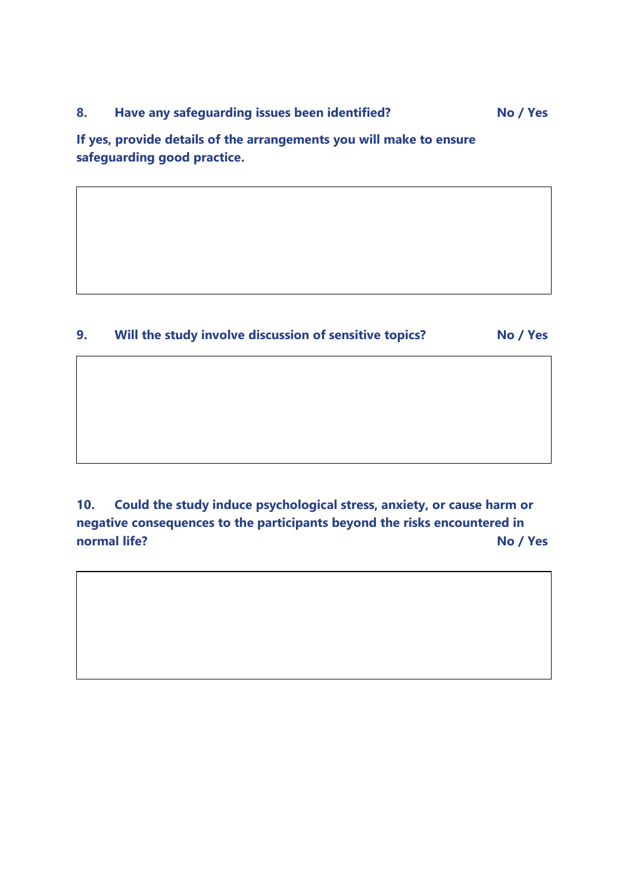**8. Have any safeguarding issues been identified? No / Yes**

**If yes, provide details of the arrangements you will make to ensure safeguarding good practice.**

|   |
|---|
|   |

**9. Will the study involve discussion of sensitive topics? No / Yes**

|   |
|---|
|   |

**10. Could the study induce psychological stress, anxiety, or cause harm or negative consequences to the participants beyond the risks encountered in normal life? No / Yes**

|   |
|---|
|   |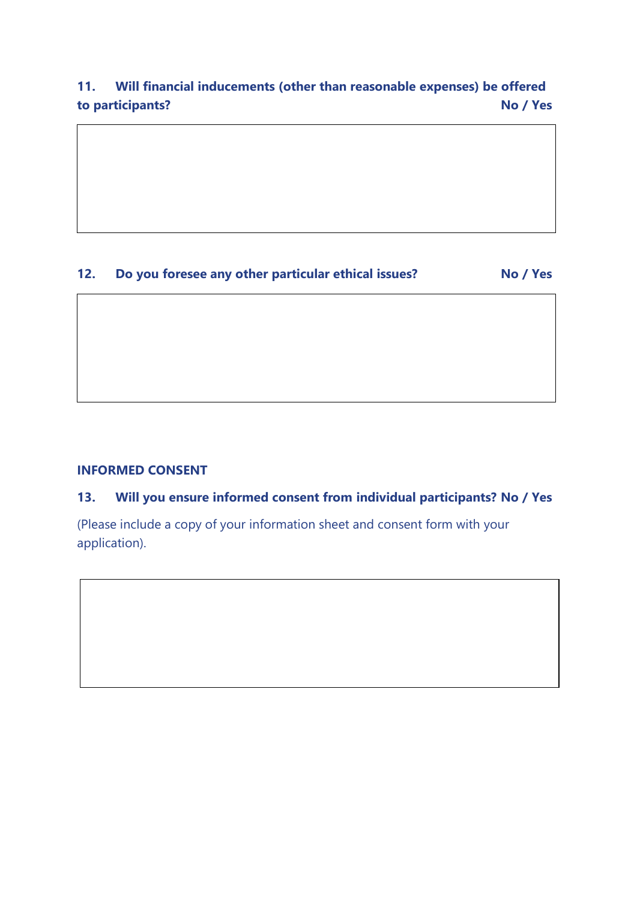**11. Will financial inducements (other than reasonable expenses) be offered to participants? No / Yes**

**12. Do you foresee any other particular ethical issues? No / Yes**

**INFORMED CONSENT**

**13. Will you ensure informed consent from individual participants? No / Yes**

(Please include a copy of your information sheet and consent form with your application).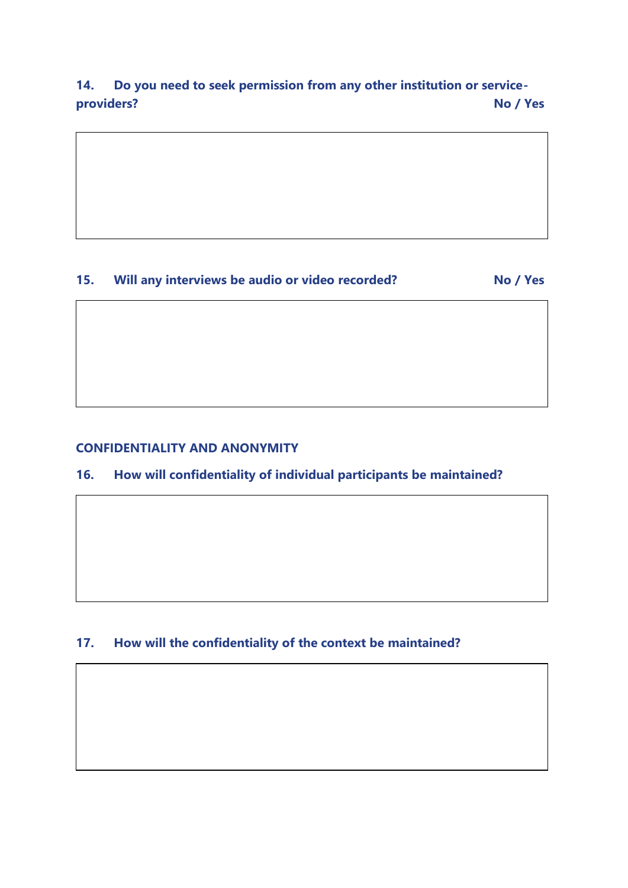**14. Do you need to seek permission from any other institution or service-providers?** **No / Yes**

**15. Will any interviews be audio or video recorded?** **No / Yes**

## CONFIDENTIALITY AND ANONYMITY

**16. How will confidentiality of individual participants be maintained?**

**17. How will the confidentiality of the context be maintained?**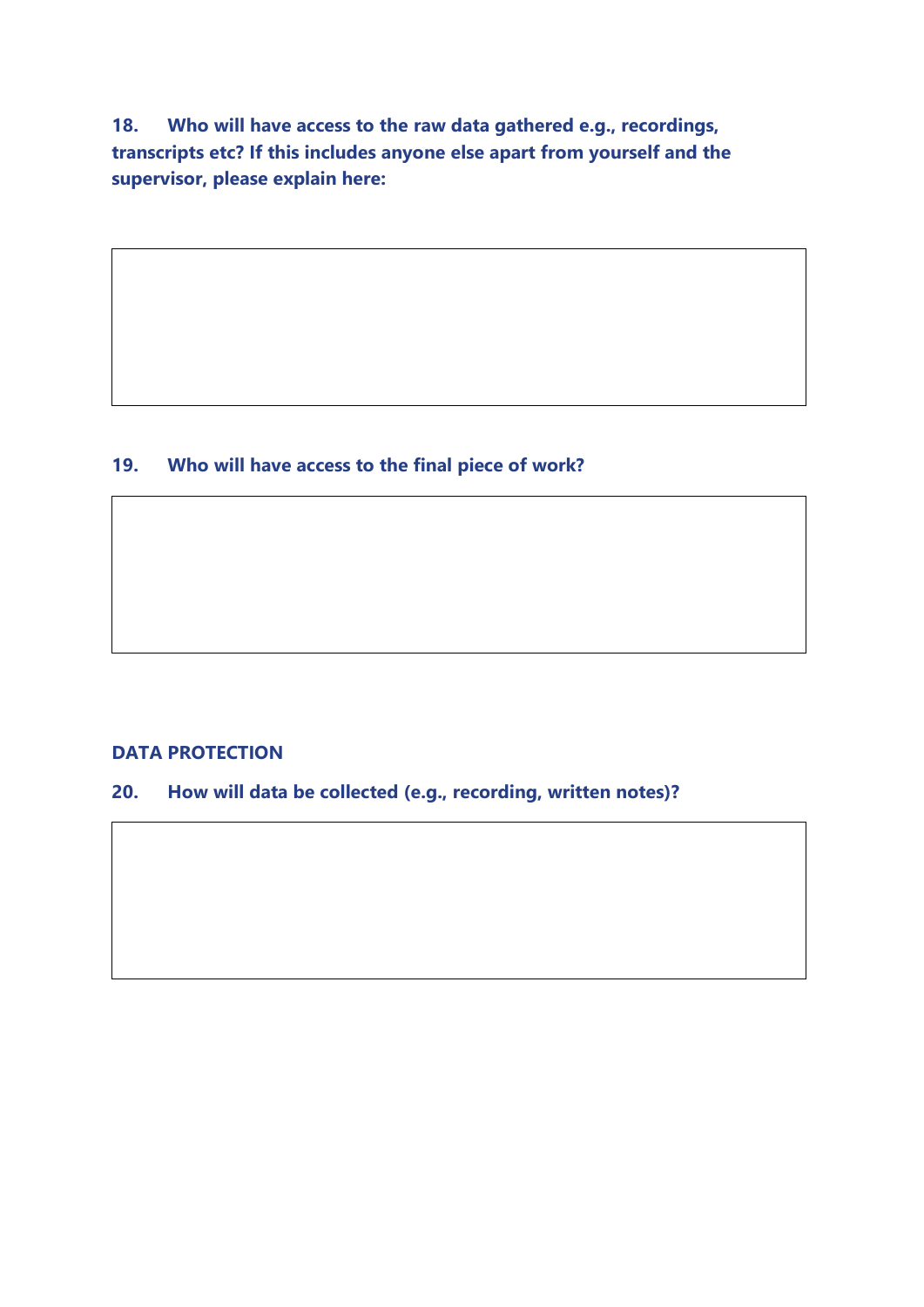**18. Who will have access to the raw data gathered e.g., recordings, transcripts etc? If this includes anyone else apart from yourself and the supervisor, please explain here:**

**19. Who will have access to the final piece of work?**

## DATA PROTECTION

**20. How will data be collected (e.g., recording, written notes)?**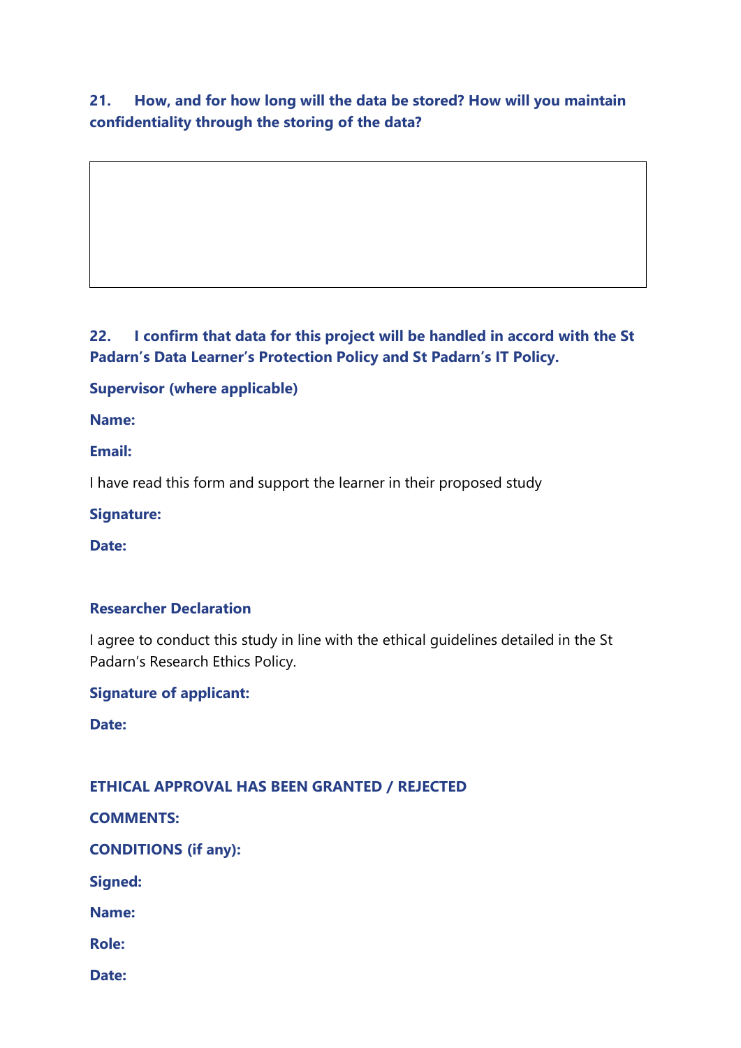**21. How, and for how long will the data be stored? How will you maintain confidentiality through the storing of the data?**

| |
|---|
| |

**22. I confirm that data for this project will be handled in accord with the St Padarn's Data Learner's Protection Policy and St Padarn's IT Policy.**

**Supervisor (where applicable)**

**Name:**

**Email:**

I have read this form and support the learner in their proposed study

**Signature:**

**Date:**

**Researcher Declaration**

I agree to conduct this study in line with the ethical guidelines detailed in the St Padarn's Research Ethics Policy.

**Signature of applicant:**

**Date:**

**ETHICAL APPROVAL HAS BEEN GRANTED / REJECTED**

**COMMENTS:**

**CONDITIONS (if any):**

**Signed:**

**Name:**

**Role:**

**Date:**